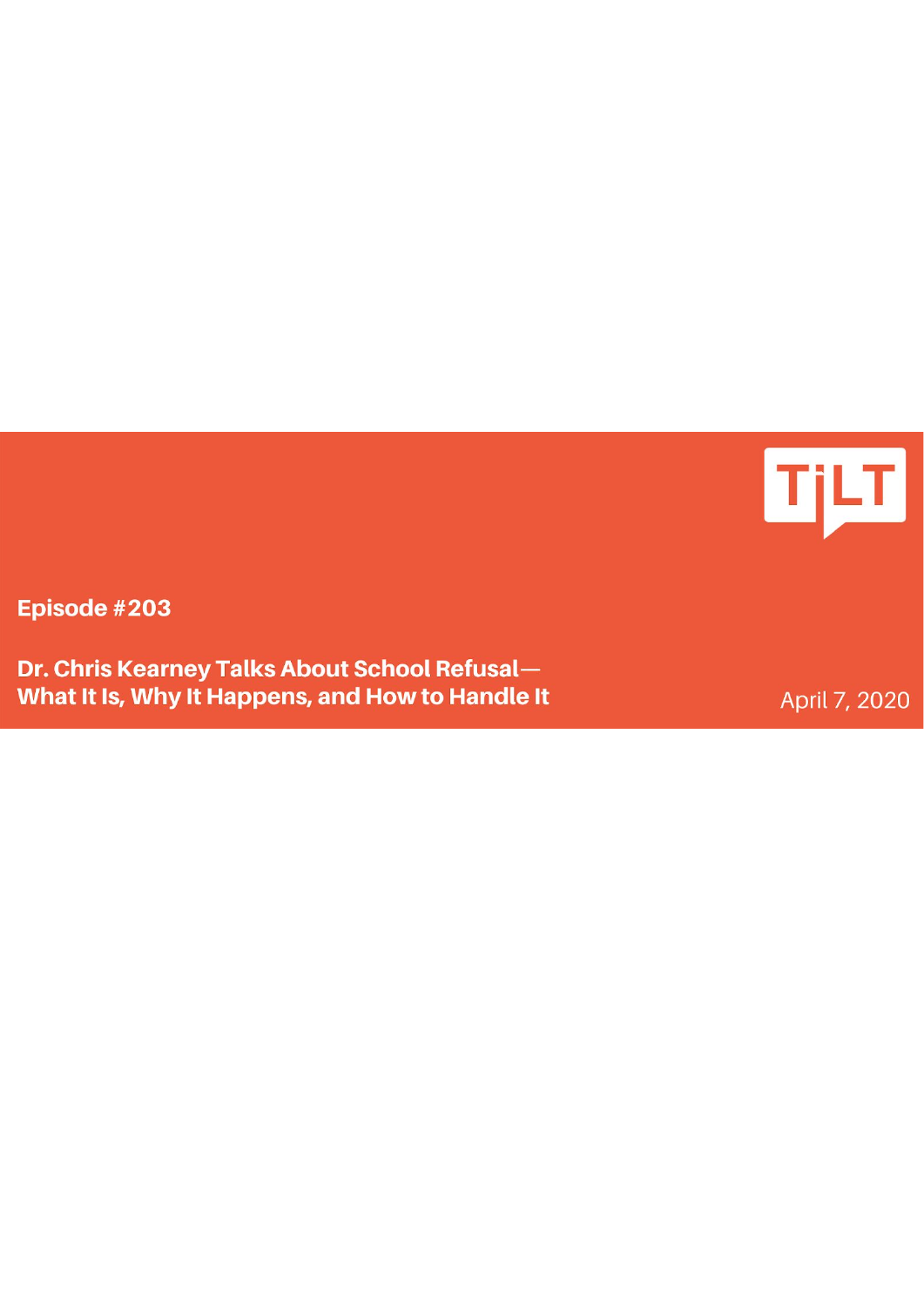TiLT

Episode #203

# Dr. Chris Kearney Talks About School Refusal—What It Is, Why It Happens, and How to Handle It

April 7, 2020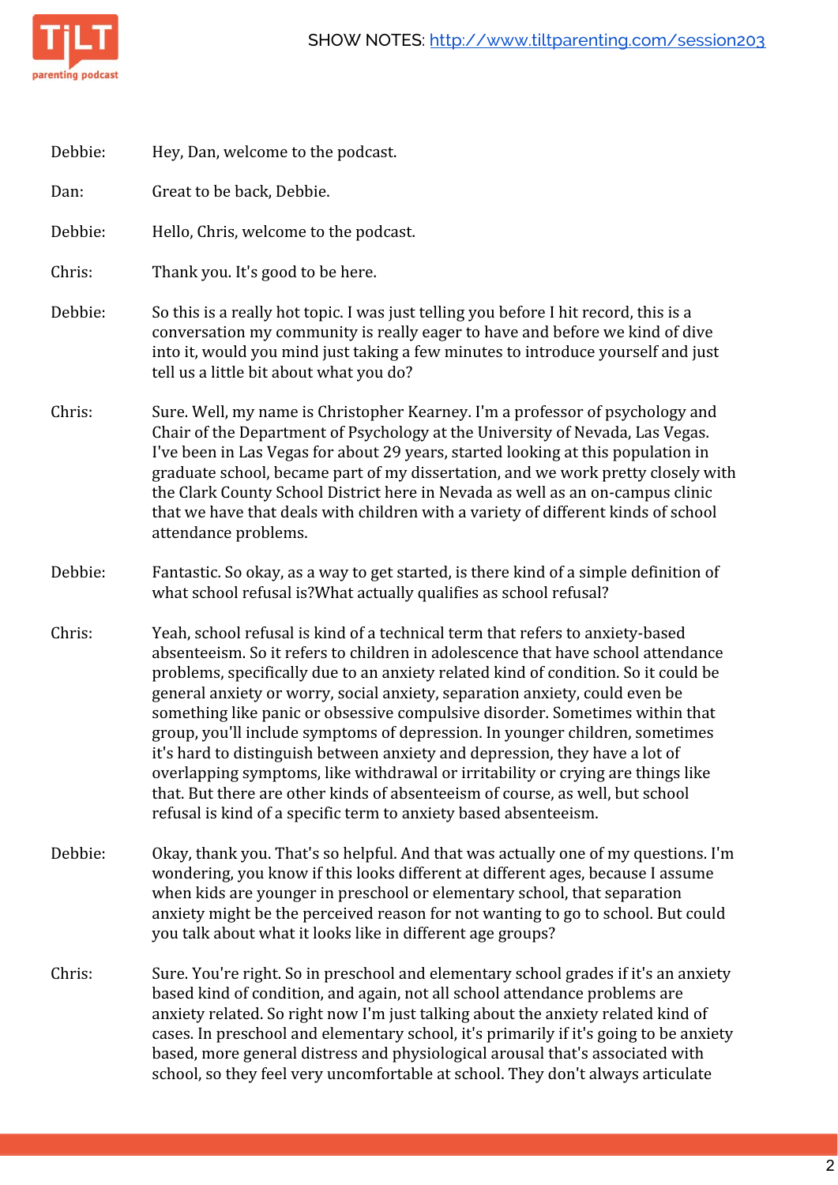Debbie: Hey, Dan, welcome to the podcast.

Dan: Great to be back, Debbie.

Debbie: Hello, Chris, welcome to the podcast.

Chris: Thank you. It's good to be here.

Debbie: So this is a really hot topic. I was just telling you before I hit record, this is a conversation my community is really eager to have and before we kind of dive into it, would you mind just taking a few minutes to introduce yourself and just tell us a little bit about what you do?

Chris: Sure. Well, my name is Christopher Kearney. I'm a professor of psychology and Chair of the Department of Psychology at the University of Nevada, Las Vegas. I've been in Las Vegas for about 29 years, started looking at this population in graduate school, became part of my dissertation, and we work pretty closely with the Clark County School District here in Nevada as well as an on-campus clinic that we have that deals with children with a variety of different kinds of school attendance problems.

Debbie: Fantastic. So okay, as a way to get started, is there kind of a simple definition of what school refusal is?What actually qualifies as school refusal?

Chris: Yeah, school refusal is kind of a technical term that refers to anxiety-based absenteeism. So it refers to children in adolescence that have school attendance problems, specifically due to an anxiety related kind of condition. So it could be general anxiety or worry, social anxiety, separation anxiety, could even be something like panic or obsessive compulsive disorder. Sometimes within that group, you'll include symptoms of depression. In younger children, sometimes it's hard to distinguish between anxiety and depression, they have a lot of overlapping symptoms, like withdrawal or irritability or crying are things like that. But there are other kinds of absenteeism of course, as well, but school refusal is kind of a specific term to anxiety based absenteeism.

Debbie: Okay, thank you. That's so helpful. And that was actually one of my questions. I'm wondering, you know if this looks different at different ages, because I assume when kids are younger in preschool or elementary school, that separation anxiety might be the perceived reason for not wanting to go to school. But could you talk about what it looks like in different age groups?

Chris: Sure. You're right. So in preschool and elementary school grades if it's an anxiety based kind of condition, and again, not all school attendance problems are anxiety related. So right now I'm just talking about the anxiety related kind of cases. In preschool and elementary school, it's primarily if it's going to be anxiety based, more general distress and physiological arousal that's associated with school, so they feel very uncomfortable at school. They don't always articulate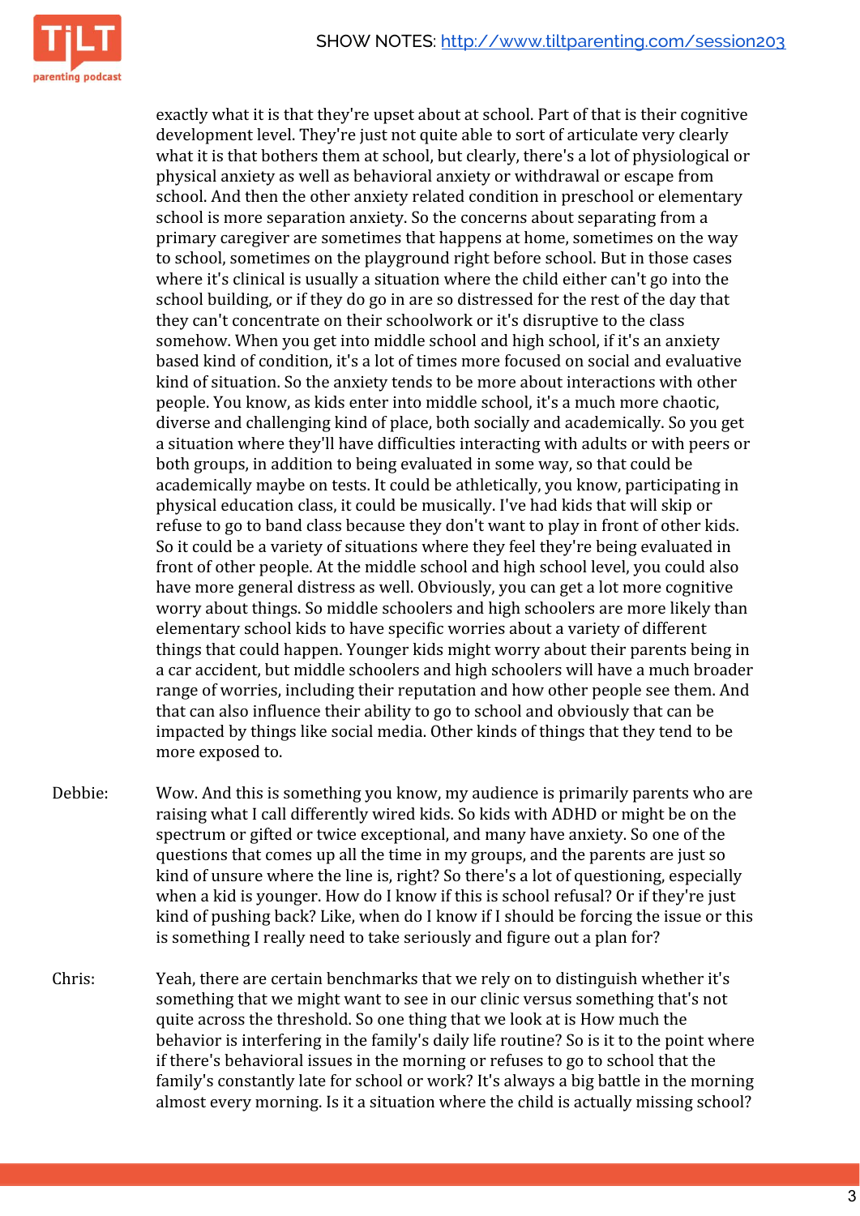exactly what it is that they're upset about at school. Part of that is their cognitive development level. They're just not quite able to sort of articulate very clearly what it is that bothers them at school, but clearly, there's a lot of physiological or physical anxiety as well as behavioral anxiety or withdrawal or escape from school. And then the other anxiety related condition in preschool or elementary school is more separation anxiety. So the concerns about separating from a primary caregiver are sometimes that happens at home, sometimes on the way to school, sometimes on the playground right before school. But in those cases where it's clinical is usually a situation where the child either can't go into the school building, or if they do go in are so distressed for the rest of the day that they can't concentrate on their schoolwork or it's disruptive to the class somehow. When you get into middle school and high school, if it's an anxiety based kind of condition, it's a lot of times more focused on social and evaluative kind of situation. So the anxiety tends to be more about interactions with other people. You know, as kids enter into middle school, it's a much more chaotic, diverse and challenging kind of place, both socially and academically. So you get a situation where they'll have difficulties interacting with adults or with peers or both groups, in addition to being evaluated in some way, so that could be academically maybe on tests. It could be athletically, you know, participating in physical education class, it could be musically. I've had kids that will skip or refuse to go to band class because they don't want to play in front of other kids. So it could be a variety of situations where they feel they're being evaluated in front of other people. At the middle school and high school level, you could also have more general distress as well. Obviously, you can get a lot more cognitive worry about things. So middle schoolers and high schoolers are more likely than elementary school kids to have specific worries about a variety of different things that could happen. Younger kids might worry about their parents being in a car accident, but middle schoolers and high schoolers will have a much broader range of worries, including their reputation and how other people see them. And that can also influence their ability to go to school and obviously that can be impacted by things like social media. Other kinds of things that they tend to be more exposed to.

Debbie: Wow. And this is something you know, my audience is primarily parents who are raising what I call differently wired kids. So kids with ADHD or might be on the spectrum or gifted or twice exceptional, and many have anxiety. So one of the questions that comes up all the time in my groups, and the parents are just so kind of unsure where the line is, right? So there's a lot of questioning, especially when a kid is younger. How do I know if this is school refusal? Or if they're just kind of pushing back? Like, when do I know if I should be forcing the issue or this is something I really need to take seriously and figure out a plan for?

Chris: Yeah, there are certain benchmarks that we rely on to distinguish whether it's something that we might want to see in our clinic versus something that's not quite across the threshold. So one thing that we look at is How much the behavior is interfering in the family's daily life routine? So is it to the point where if there's behavioral issues in the morning or refuses to go to school that the family's constantly late for school or work? It's always a big battle in the morning almost every morning. Is it a situation where the child is actually missing school?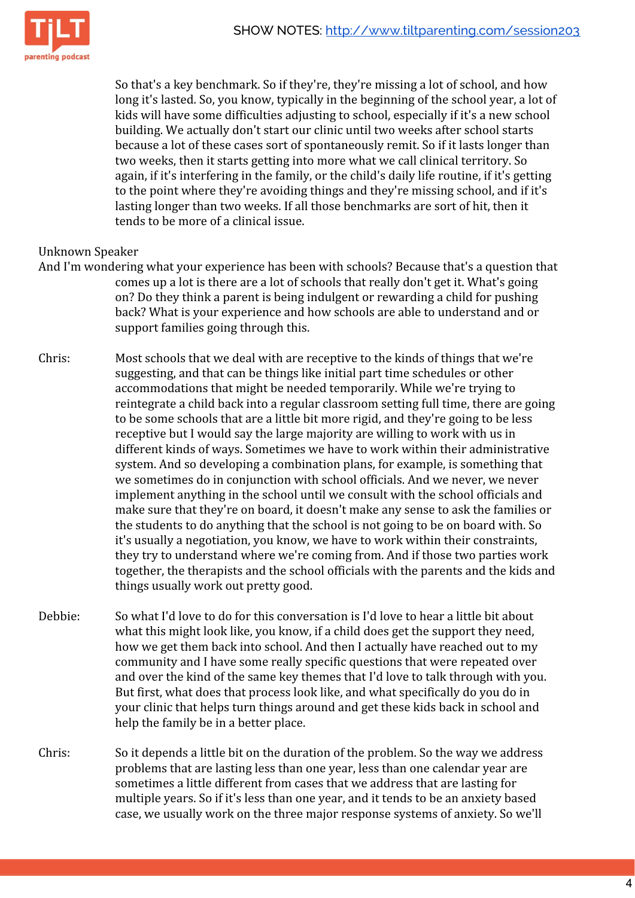So that's a key benchmark. So if they're, they're missing a lot of school, and how long it's lasted. So, you know, typically in the beginning of the school year, a lot of kids will have some difficulties adjusting to school, especially if it's a new school building. We actually don't start our clinic until two weeks after school starts because a lot of these cases sort of spontaneously remit. So if it lasts longer than two weeks, then it starts getting into more what we call clinical territory. So again, if it's interfering in the family, or the child's daily life routine, if it's getting to the point where they're avoiding things and they're missing school, and if it's lasting longer than two weeks. If all those benchmarks are sort of hit, then it tends to be more of a clinical issue.

Unknown Speaker
And I'm wondering what your experience has been with schools? Because that's a question that comes up a lot is there are a lot of schools that really don't get it. What's going on? Do they think a parent is being indulgent or rewarding a child for pushing back? What is your experience and how schools are able to understand and or support families going through this.

Chris: Most schools that we deal with are receptive to the kinds of things that we're suggesting, and that can be things like initial part time schedules or other accommodations that might be needed temporarily. While we're trying to reintegrate a child back into a regular classroom setting full time, there are going to be some schools that are a little bit more rigid, and they're going to be less receptive but I would say the large majority are willing to work with us in different kinds of ways. Sometimes we have to work within their administrative system. And so developing a combination plans, for example, is something that we sometimes do in conjunction with school officials. And we never, we never implement anything in the school until we consult with the school officials and make sure that they're on board, it doesn't make any sense to ask the families or the students to do anything that the school is not going to be on board with. So it's usually a negotiation, you know, we have to work within their constraints, they try to understand where we're coming from. And if those two parties work together, the therapists and the school officials with the parents and the kids and things usually work out pretty good.

Debbie: So what I'd love to do for this conversation is I'd love to hear a little bit about what this might look like, you know, if a child does get the support they need, how we get them back into school. And then I actually have reached out to my community and I have some really specific questions that were repeated over and over the kind of the same key themes that I'd love to talk through with you. But first, what does that process look like, and what specifically do you do in your clinic that helps turn things around and get these kids back in school and help the family be in a better place.

Chris: So it depends a little bit on the duration of the problem. So the way we address problems that are lasting less than one year, less than one calendar year are sometimes a little different from cases that we address that are lasting for multiple years. So if it's less than one year, and it tends to be an anxiety based case, we usually work on the three major response systems of anxiety. So we'll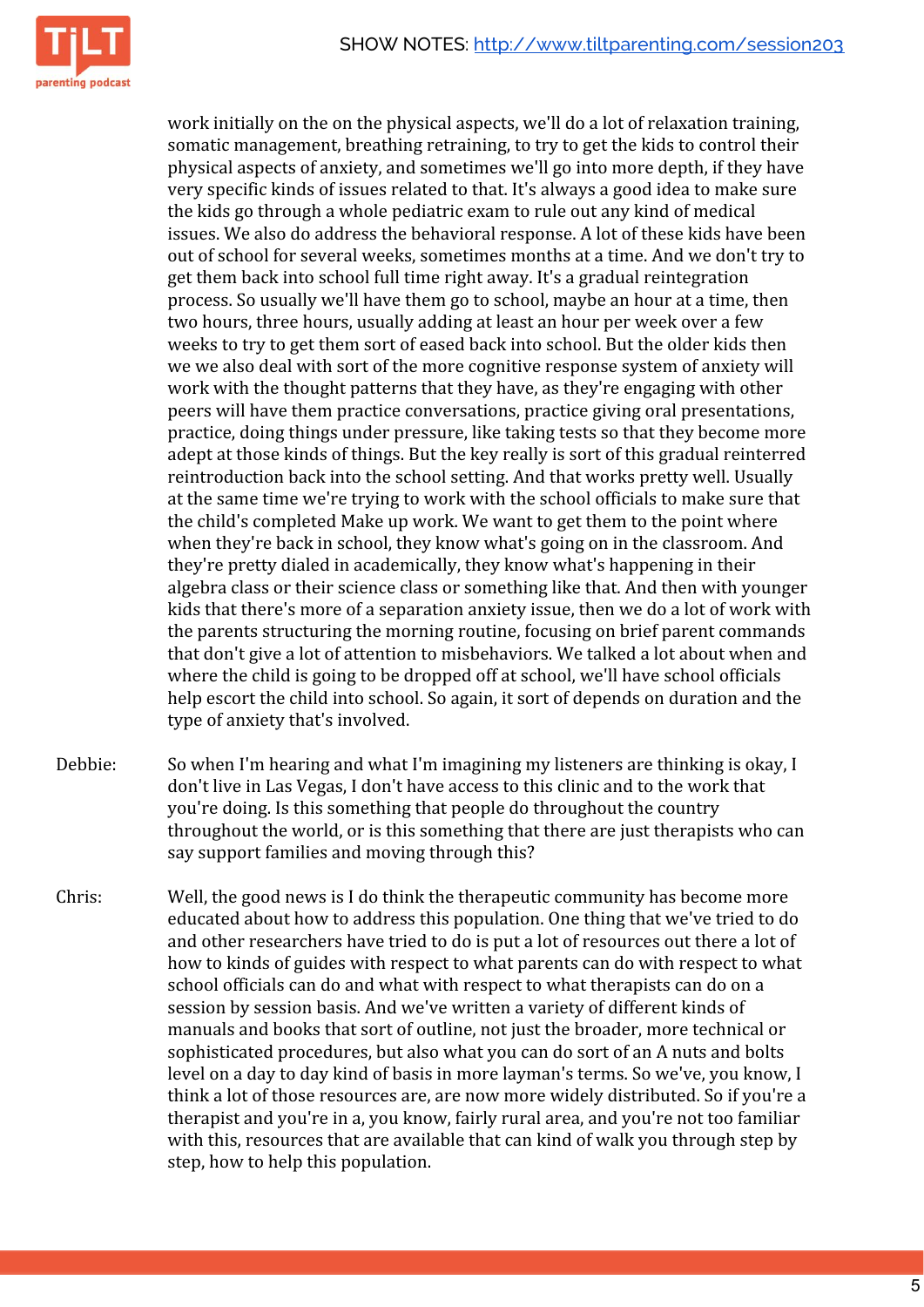work initially on the on the physical aspects, we'll do a lot of relaxation training, somatic management, breathing retraining, to try to get the kids to control their physical aspects of anxiety, and sometimes we'll go into more depth, if they have very specific kinds of issues related to that. It's always a good idea to make sure the kids go through a whole pediatric exam to rule out any kind of medical issues. We also do address the behavioral response. A lot of these kids have been out of school for several weeks, sometimes months at a time. And we don't try to get them back into school full time right away. It's a gradual reintegration process. So usually we'll have them go to school, maybe an hour at a time, then two hours, three hours, usually adding at least an hour per week over a few weeks to try to get them sort of eased back into school. But the older kids then we we also deal with sort of the more cognitive response system of anxiety will work with the thought patterns that they have, as they're engaging with other peers will have them practice conversations, practice giving oral presentations, practice, doing things under pressure, like taking tests so that they become more adept at those kinds of things. But the key really is sort of this gradual reinterred reintroduction back into the school setting. And that works pretty well. Usually at the same time we're trying to work with the school officials to make sure that the child's completed Make up work. We want to get them to the point where when they're back in school, they know what's going on in the classroom. And they're pretty dialed in academically, they know what's happening in their algebra class or their science class or something like that. And then with younger kids that there's more of a separation anxiety issue, then we do a lot of work with the parents structuring the morning routine, focusing on brief parent commands that don't give a lot of attention to misbehaviors. We talked a lot about when and where the child is going to be dropped off at school, we'll have school officials help escort the child into school. So again, it sort of depends on duration and the type of anxiety that's involved.

Debbie: So when I'm hearing and what I'm imagining my listeners are thinking is okay, I don't live in Las Vegas, I don't have access to this clinic and to the work that you're doing. Is this something that people do throughout the country throughout the world, or is this something that there are just therapists who can say support families and moving through this?

Chris: Well, the good news is I do think the therapeutic community has become more educated about how to address this population. One thing that we've tried to do and other researchers have tried to do is put a lot of resources out there a lot of how to kinds of guides with respect to what parents can do with respect to what school officials can do and what with respect to what therapists can do on a session by session basis. And we've written a variety of different kinds of manuals and books that sort of outline, not just the broader, more technical or sophisticated procedures, but also what you can do sort of an A nuts and bolts level on a day to day kind of basis in more layman's terms. So we've, you know, I think a lot of those resources are, are now more widely distributed. So if you're a therapist and you're in a, you know, fairly rural area, and you're not too familiar with this, resources that are available that can kind of walk you through step by step, how to help this population.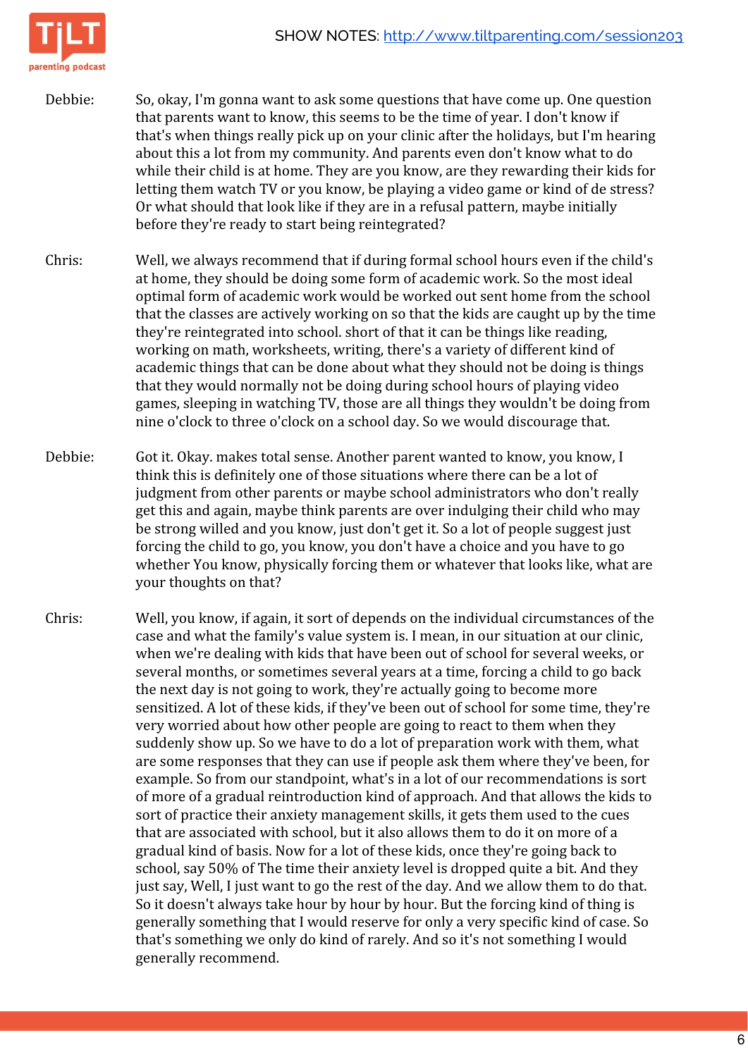Debbie: So, okay, I'm gonna want to ask some questions that have come up. One question that parents want to know, this seems to be the time of year. I don't know if that's when things really pick up on your clinic after the holidays, but I'm hearing about this a lot from my community. And parents even don't know what to do while their child is at home. They are you know, are they rewarding their kids for letting them watch TV or you know, be playing a video game or kind of de stress? Or what should that look like if they are in a refusal pattern, maybe initially before they're ready to start being reintegrated?

Chris: Well, we always recommend that if during formal school hours even if the child's at home, they should be doing some form of academic work. So the most ideal optimal form of academic work would be worked out sent home from the school that the classes are actively working on so that the kids are caught up by the time they're reintegrated into school. short of that it can be things like reading, working on math, worksheets, writing, there's a variety of different kind of academic things that can be done about what they should not be doing is things that they would normally not be doing during school hours of playing video games, sleeping in watching TV, those are all things they wouldn't be doing from nine o'clock to three o'clock on a school day. So we would discourage that.

Debbie: Got it. Okay. makes total sense. Another parent wanted to know, you know, I think this is definitely one of those situations where there can be a lot of judgment from other parents or maybe school administrators who don't really get this and again, maybe think parents are over indulging their child who may be strong willed and you know, just don't get it. So a lot of people suggest just forcing the child to go, you know, you don't have a choice and you have to go whether You know, physically forcing them or whatever that looks like, what are your thoughts on that?

Chris: Well, you know, if again, it sort of depends on the individual circumstances of the case and what the family's value system is. I mean, in our situation at our clinic, when we're dealing with kids that have been out of school for several weeks, or several months, or sometimes several years at a time, forcing a child to go back the next day is not going to work, they're actually going to become more sensitized. A lot of these kids, if they've been out of school for some time, they're very worried about how other people are going to react to them when they suddenly show up. So we have to do a lot of preparation work with them, what are some responses that they can use if people ask them where they've been, for example. So from our standpoint, what's in a lot of our recommendations is sort of more of a gradual reintroduction kind of approach. And that allows the kids to sort of practice their anxiety management skills, it gets them used to the cues that are associated with school, but it also allows them to do it on more of a gradual kind of basis. Now for a lot of these kids, once they're going back to school, say 50% of The time their anxiety level is dropped quite a bit. And they just say, Well, I just want to go the rest of the day. And we allow them to do that. So it doesn't always take hour by hour by hour. But the forcing kind of thing is generally something that I would reserve for only a very specific kind of case. So that's something we only do kind of rarely. And so it's not something I would generally recommend.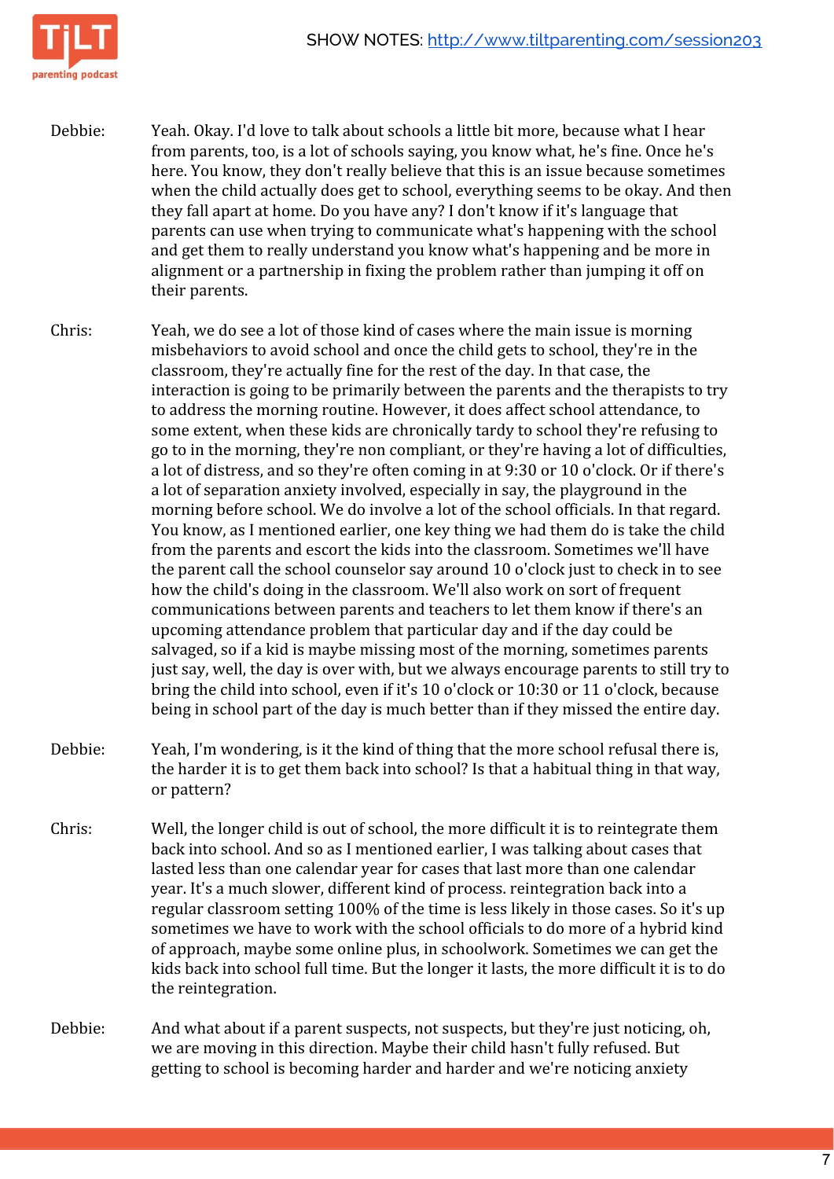Debbie: Yeah. Okay. I'd love to talk about schools a little bit more, because what I hear from parents, too, is a lot of schools saying, you know what, he's fine. Once he's here. You know, they don't really believe that this is an issue because sometimes when the child actually does get to school, everything seems to be okay. And then they fall apart at home. Do you have any? I don't know if it's language that parents can use when trying to communicate what's happening with the school and get them to really understand you know what's happening and be more in alignment or a partnership in fixing the problem rather than jumping it off on their parents.

Chris: Yeah, we do see a lot of those kind of cases where the main issue is morning misbehaviors to avoid school and once the child gets to school, they're in the classroom, they're actually fine for the rest of the day. In that case, the interaction is going to be primarily between the parents and the therapists to try to address the morning routine. However, it does affect school attendance, to some extent, when these kids are chronically tardy to school they're refusing to go to in the morning, they're non compliant, or they're having a lot of difficulties, a lot of distress, and so they're often coming in at 9:30 or 10 o'clock. Or if there's a lot of separation anxiety involved, especially in say, the playground in the morning before school. We do involve a lot of the school officials. In that regard. You know, as I mentioned earlier, one key thing we had them do is take the child from the parents and escort the kids into the classroom. Sometimes we'll have the parent call the school counselor say around 10 o'clock just to check in to see how the child's doing in the classroom. We'll also work on sort of frequent communications between parents and teachers to let them know if there's an upcoming attendance problem that particular day and if the day could be salvaged, so if a kid is maybe missing most of the morning, sometimes parents just say, well, the day is over with, but we always encourage parents to still try to bring the child into school, even if it's 10 o'clock or 10:30 or 11 o'clock, because being in school part of the day is much better than if they missed the entire day.

Debbie: Yeah, I'm wondering, is it the kind of thing that the more school refusal there is, the harder it is to get them back into school? Is that a habitual thing in that way, or pattern?

Chris: Well, the longer child is out of school, the more difficult it is to reintegrate them back into school. And so as I mentioned earlier, I was talking about cases that lasted less than one calendar year for cases that last more than one calendar year. It's a much slower, different kind of process. reintegration back into a regular classroom setting 100% of the time is less likely in those cases. So it's up sometimes we have to work with the school officials to do more of a hybrid kind of approach, maybe some online plus, in schoolwork. Sometimes we can get the kids back into school full time. But the longer it lasts, the more difficult it is to do the reintegration.

Debbie: And what about if a parent suspects, not suspects, but they're just noticing, oh, we are moving in this direction. Maybe their child hasn't fully refused. But getting to school is becoming harder and harder and we're noticing anxiety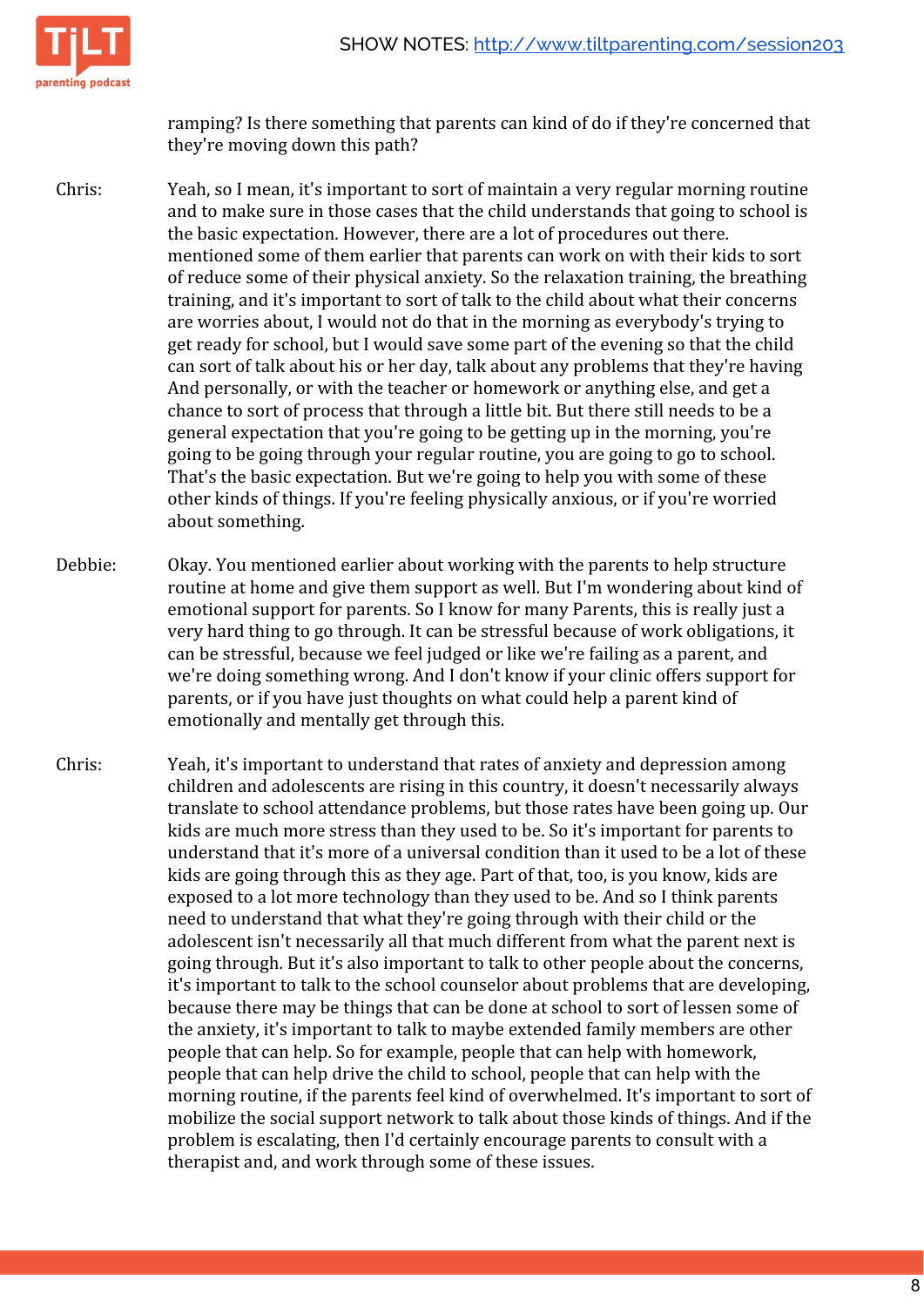ramping? Is there something that parents can kind of do if they're concerned that they're moving down this path?

Chris: Yeah, so I mean, it's important to sort of maintain a very regular morning routine and to make sure in those cases that the child understands that going to school is the basic expectation. However, there are a lot of procedures out there. mentioned some of them earlier that parents can work on with their kids to sort of reduce some of their physical anxiety. So the relaxation training, the breathing training, and it's important to sort of talk to the child about what their concerns are worries about, I would not do that in the morning as everybody's trying to get ready for school, but I would save some part of the evening so that the child can sort of talk about his or her day, talk about any problems that they're having And personally, or with the teacher or homework or anything else, and get a chance to sort of process that through a little bit. But there still needs to be a general expectation that you're going to be getting up in the morning, you're going to be going through your regular routine, you are going to go to school. That's the basic expectation. But we're going to help you with some of these other kinds of things. If you're feeling physically anxious, or if you're worried about something.

Debbie: Okay. You mentioned earlier about working with the parents to help structure routine at home and give them support as well. But I'm wondering about kind of emotional support for parents. So I know for many Parents, this is really just a very hard thing to go through. It can be stressful because of work obligations, it can be stressful, because we feel judged or like we're failing as a parent, and we're doing something wrong. And I don't know if your clinic offers support for parents, or if you have just thoughts on what could help a parent kind of emotionally and mentally get through this.

Chris: Yeah, it's important to understand that rates of anxiety and depression among children and adolescents are rising in this country, it doesn't necessarily always translate to school attendance problems, but those rates have been going up. Our kids are much more stress than they used to be. So it's important for parents to understand that it's more of a universal condition than it used to be a lot of these kids are going through this as they age. Part of that, too, is you know, kids are exposed to a lot more technology than they used to be. And so I think parents need to understand that what they're going through with their child or the adolescent isn't necessarily all that much different from what the parent next is going through. But it's also important to talk to other people about the concerns, it's important to talk to the school counselor about problems that are developing, because there may be things that can be done at school to sort of lessen some of the anxiety, it's important to talk to maybe extended family members are other people that can help. So for example, people that can help with homework, people that can help drive the child to school, people that can help with the morning routine, if the parents feel kind of overwhelmed. It's important to sort of mobilize the social support network to talk about those kinds of things. And if the problem is escalating, then I'd certainly encourage parents to consult with a therapist and, and work through some of these issues.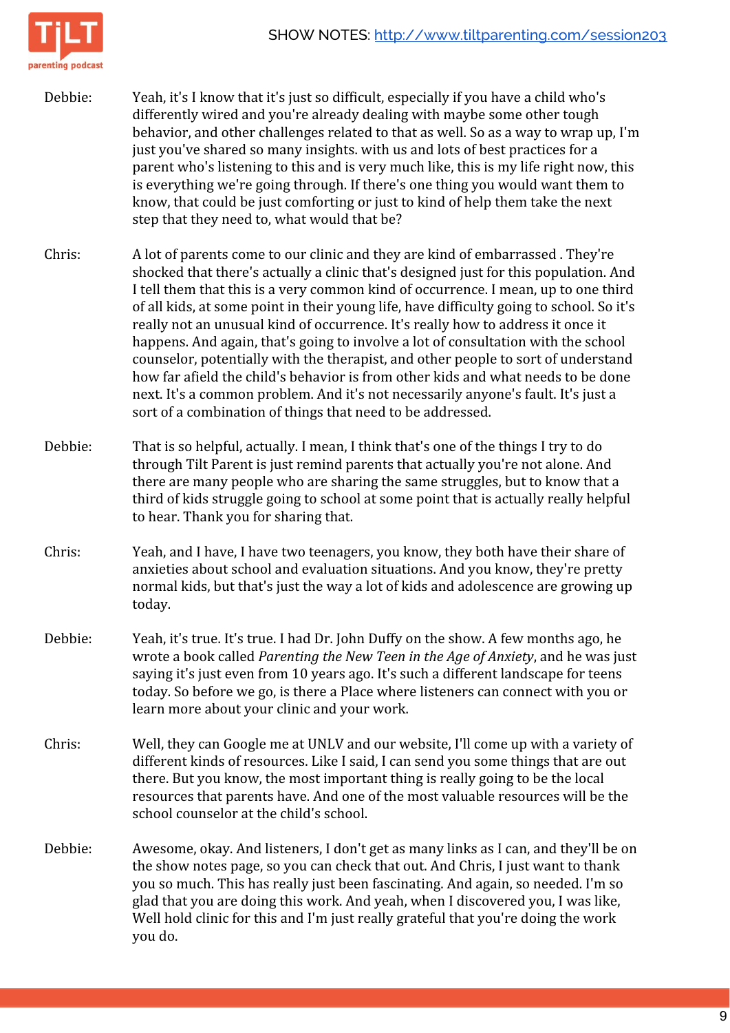Debbie: Yeah, it's I know that it's just so difficult, especially if you have a child who's differently wired and you're already dealing with maybe some other tough behavior, and other challenges related to that as well. So as a way to wrap up, I'm just you've shared so many insights. with us and lots of best practices for a parent who's listening to this and is very much like, this is my life right now, this is everything we're going through. If there's one thing you would want them to know, that could be just comforting or just to kind of help them take the next step that they need to, what would that be?

Chris: A lot of parents come to our clinic and they are kind of embarrassed . They're shocked that there's actually a clinic that's designed just for this population. And I tell them that this is a very common kind of occurrence. I mean, up to one third of all kids, at some point in their young life, have difficulty going to school. So it's really not an unusual kind of occurrence. It's really how to address it once it happens. And again, that's going to involve a lot of consultation with the school counselor, potentially with the therapist, and other people to sort of understand how far afield the child's behavior is from other kids and what needs to be done next. It's a common problem. And it's not necessarily anyone's fault. It's just a sort of a combination of things that need to be addressed.

Debbie: That is so helpful, actually. I mean, I think that's one of the things I try to do through Tilt Parent is just remind parents that actually you're not alone. And there are many people who are sharing the same struggles, but to know that a third of kids struggle going to school at some point that is actually really helpful to hear. Thank you for sharing that.

Chris: Yeah, and I have, I have two teenagers, you know, they both have their share of anxieties about school and evaluation situations. And you know, they're pretty normal kids, but that's just the way a lot of kids and adolescence are growing up today.

Debbie: Yeah, it's true. It's true. I had Dr. John Duffy on the show. A few months ago, he wrote a book called *Parenting the New Teen in the Age of Anxiety*, and he was just saying it's just even from 10 years ago. It's such a different landscape for teens today. So before we go, is there a Place where listeners can connect with you or learn more about your clinic and your work.

Chris: Well, they can Google me at UNLV and our website, I'll come up with a variety of different kinds of resources. Like I said, I can send you some things that are out there. But you know, the most important thing is really going to be the local resources that parents have. And one of the most valuable resources will be the school counselor at the child's school.

Debbie: Awesome, okay. And listeners, I don't get as many links as I can, and they'll be on the show notes page, so you can check that out. And Chris, I just want to thank you so much. This has really just been fascinating. And again, so needed. I'm so glad that you are doing this work. And yeah, when I discovered you, I was like, Well hold clinic for this and I'm just really grateful that you're doing the work you do.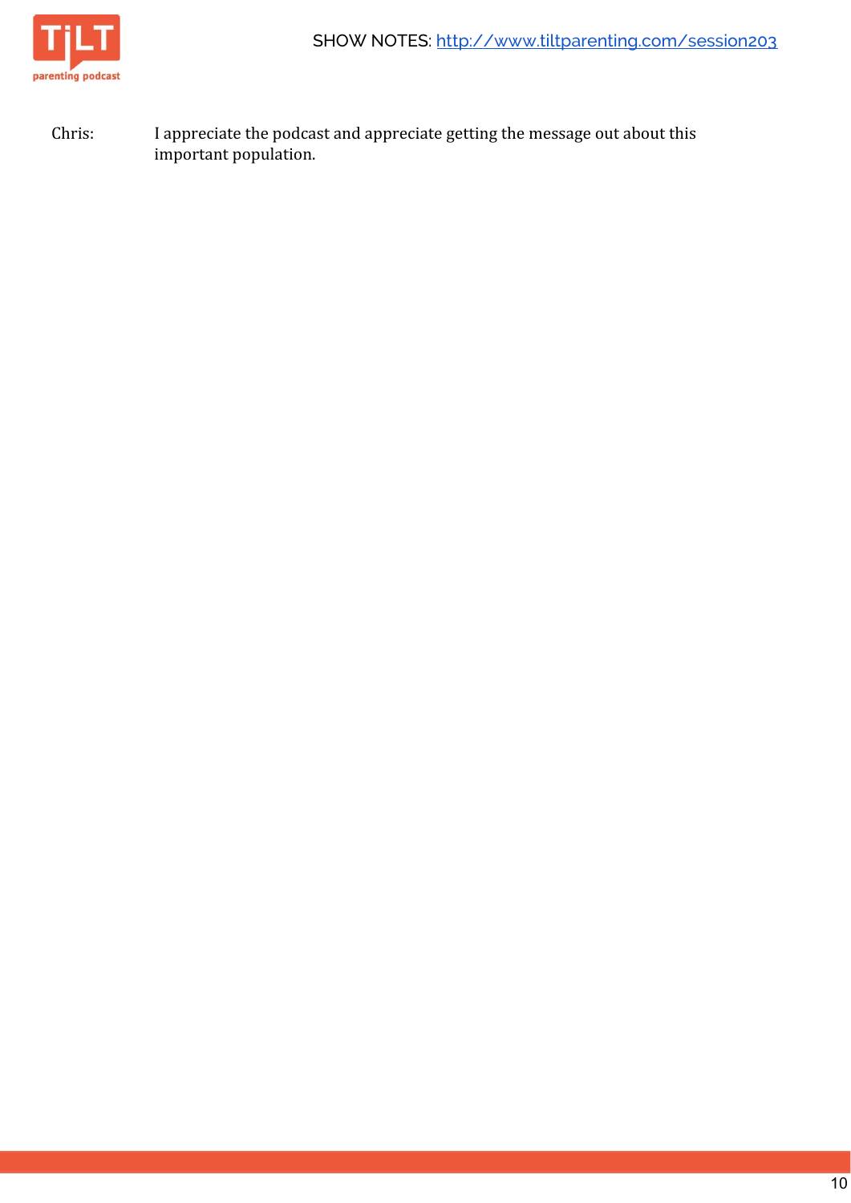Chris: I appreciate the podcast and appreciate getting the message out about this important population.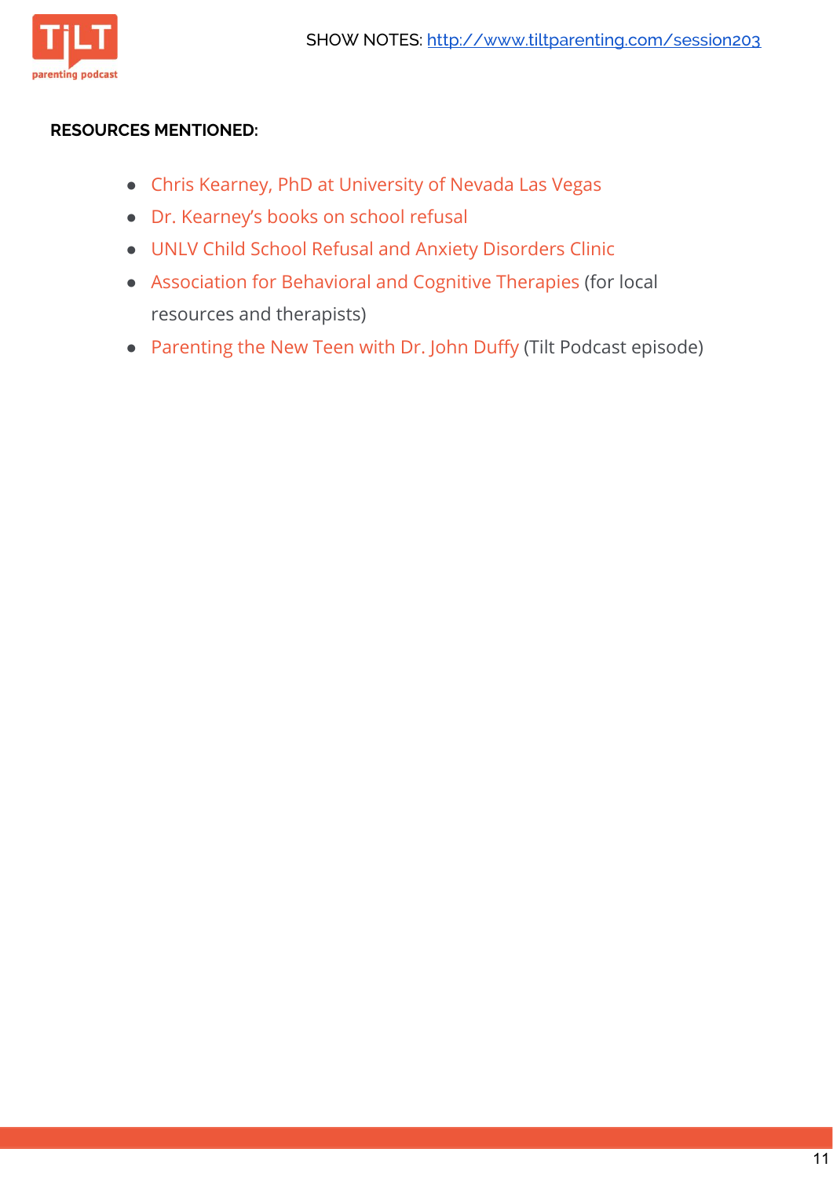**RESOURCES MENTIONED:**

- Chris Kearney, PhD at University of Nevada Las Vegas
- Dr. Kearney's books on school refusal
- UNLV Child School Refusal and Anxiety Disorders Clinic
- Association for Behavioral and Cognitive Therapies (for local resources and therapists)
- Parenting the New Teen with Dr. John Duffy (Tilt Podcast episode)